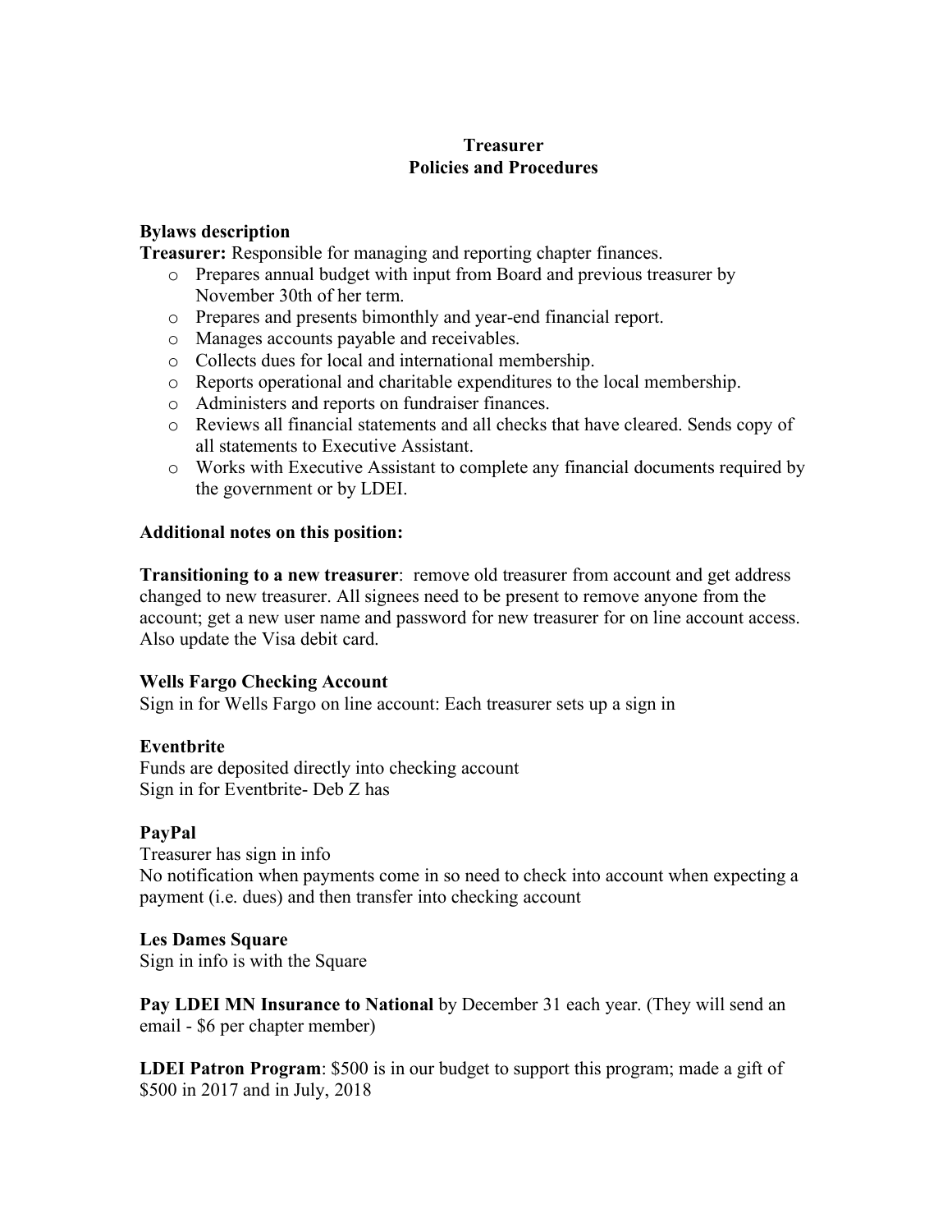**Treasurer**
**Policies and Procedures**

**Bylaws description**

**Treasurer:** Responsible for managing and reporting chapter finances.

- Prepares annual budget with input from Board and previous treasurer by November 30th of her term.
- Prepares and presents bimonthly and year-end financial report.
- Manages accounts payable and receivables.
- Collects dues for local and international membership.
- Reports operational and charitable expenditures to the local membership.
- Administers and reports on fundraiser finances.
- Reviews all financial statements and all checks that have cleared. Sends copy of all statements to Executive Assistant.
- Works with Executive Assistant to complete any financial documents required by the government or by LDEI.

**Additional notes on this position:**

**Transitioning to a new treasurer**: remove old treasurer from account and get address changed to new treasurer. All signees need to be present to remove anyone from the account; get a new user name and password for new treasurer for on line account access. Also update the Visa debit card.

**Wells Fargo Checking Account**

Sign in for Wells Fargo on line account: Each treasurer sets up a sign in

**Eventbrite**

Funds are deposited directly into checking account

Sign in for Eventbrite- Deb Z has

**PayPal**

Treasurer has sign in info

No notification when payments come in so need to check into account when expecting a payment (i.e. dues) and then transfer into checking account

**Les Dames Square**

Sign in info is with the Square

**Pay LDEI MN Insurance to National** by December 31 each year. (They will send an email - $6 per chapter member)

**LDEI Patron Program**: $500 is in our budget to support this program; made a gift of $500 in 2017 and in July, 2018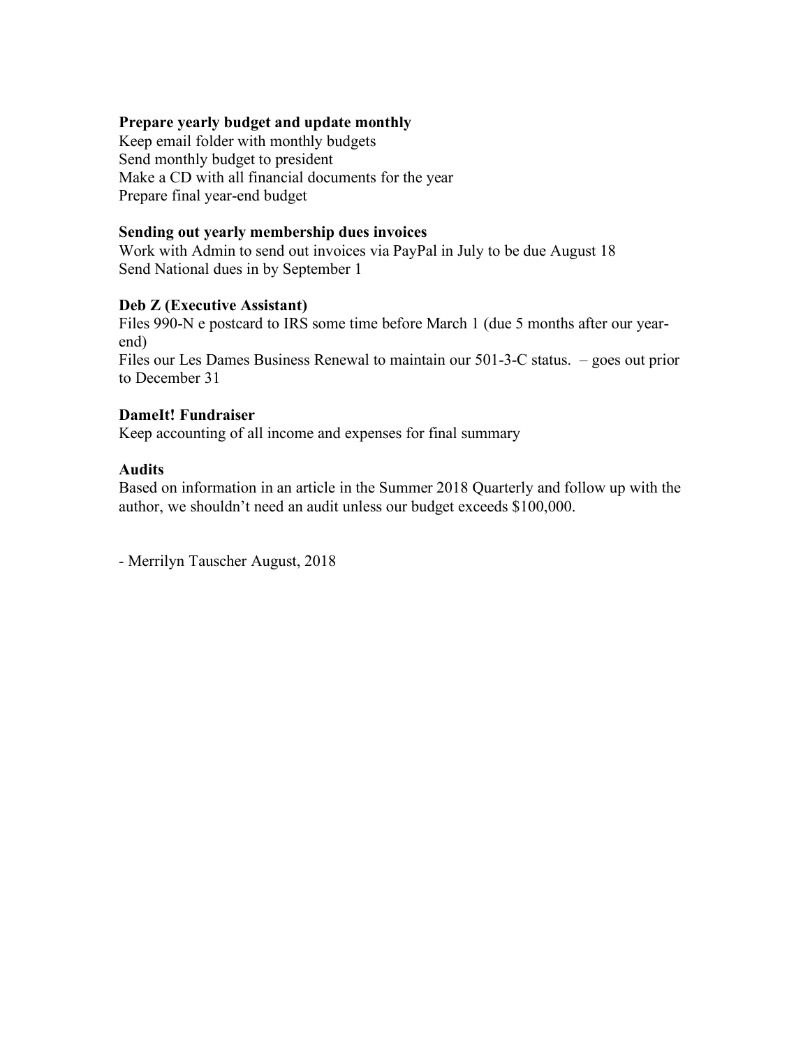**Prepare yearly budget and update monthly**
Keep email folder with monthly budgets
Send monthly budget to president
Make a CD with all financial documents for the year
Prepare final year-end budget

**Sending out yearly membership dues invoices**
Work with Admin to send out invoices via PayPal in July to be due August 18
Send National dues in by September 1

**Deb Z (Executive Assistant)**
Files 990-N e postcard to IRS some time before March 1 (due 5 months after our year-end)
Files our Les Dames Business Renewal to maintain our 501-3-C status. – goes out prior to December 31

**DameIt! Fundraiser**
Keep accounting of all income and expenses for final summary

**Audits**
Based on information in an article in the Summer 2018 Quarterly and follow up with the author, we shouldn't need an audit unless our budget exceeds $100,000.

- Merrilyn Tauscher August, 2018